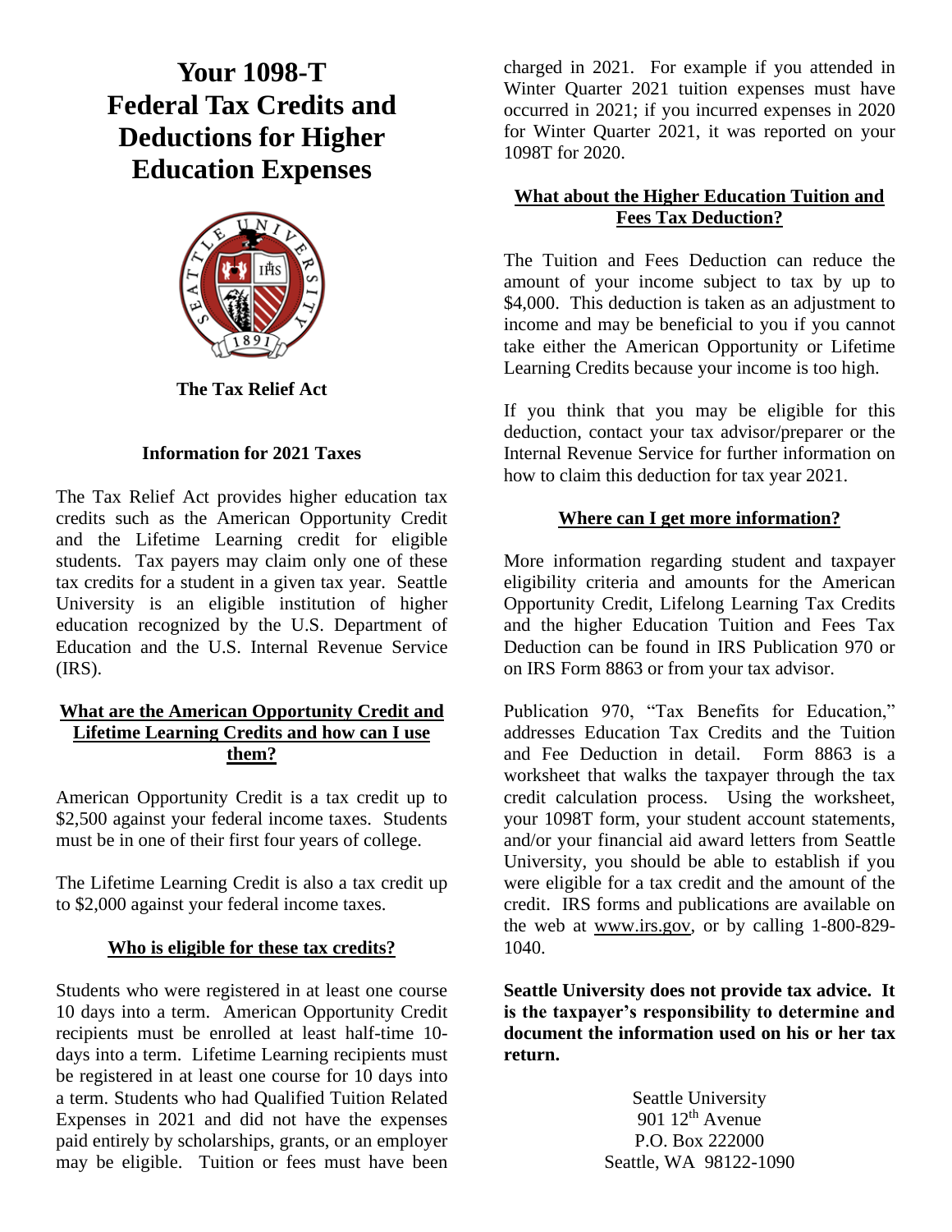# Your 1098-T Federal Tax Credits and Deductions for Higher Education Expenses

**The Tax Relief Act**

**Information for 2021 Taxes**

The Tax Relief Act provides higher education tax credits such as the American Opportunity Credit and the Lifetime Learning credit for eligible students. Tax payers may claim only one of these tax credits for a student in a given tax year. Seattle University is an eligible institution of higher education recognized by the U.S. Department of Education and the U.S. Internal Revenue Service (IRS).

## What are the American Opportunity Credit and Lifetime Learning Credits and how can I use them?

American Opportunity Credit is a tax credit up to $2,500 against your federal income taxes. Students must be in one of their first four years of college.

The Lifetime Learning Credit is also a tax credit up to $2,000 against your federal income taxes.

## Who is eligible for these tax credits?

Students who were registered in at least one course 10 days into a term. American Opportunity Credit recipients must be enrolled at least half-time 10-days into a term. Lifetime Learning recipients must be registered in at least one course for 10 days into a term. Students who had Qualified Tuition Related Expenses in 2021 and did not have the expenses paid entirely by scholarships, grants, or an employer may be eligible. Tuition or fees must have been charged in 2021. For example if you attended in Winter Quarter 2021 tuition expenses must have occurred in 2021; if you incurred expenses in 2020 for Winter Quarter 2021, it was reported on your 1098T for 2020.

## What about the Higher Education Tuition and Fees Tax Deduction?

The Tuition and Fees Deduction can reduce the amount of your income subject to tax by up to $4,000. This deduction is taken as an adjustment to income and may be beneficial to you if you cannot take either the American Opportunity or Lifetime Learning Credits because your income is too high.

If you think that you may be eligible for this deduction, contact your tax advisor/preparer or the Internal Revenue Service for further information on how to claim this deduction for tax year 2021.

## Where can I get more information?

More information regarding student and taxpayer eligibility criteria and amounts for the American Opportunity Credit, Lifelong Learning Tax Credits and the higher Education Tuition and Fees Tax Deduction can be found in IRS Publication 970 or on IRS Form 8863 or from your tax advisor.

Publication 970, "Tax Benefits for Education," addresses Education Tax Credits and the Tuition and Fee Deduction in detail. Form 8863 is a worksheet that walks the taxpayer through the tax credit calculation process. Using the worksheet, your 1098T form, your student account statements, and/or your financial aid award letters from Seattle University, you should be able to establish if you were eligible for a tax credit and the amount of the credit. IRS forms and publications are available on the web at www.irs.gov, or by calling 1-800-829-1040.

**Seattle University does not provide tax advice. It is the taxpayer's responsibility to determine and document the information used on his or her tax return.**

Seattle University
901 12th Avenue
P.O. Box 222000
Seattle, WA 98122-1090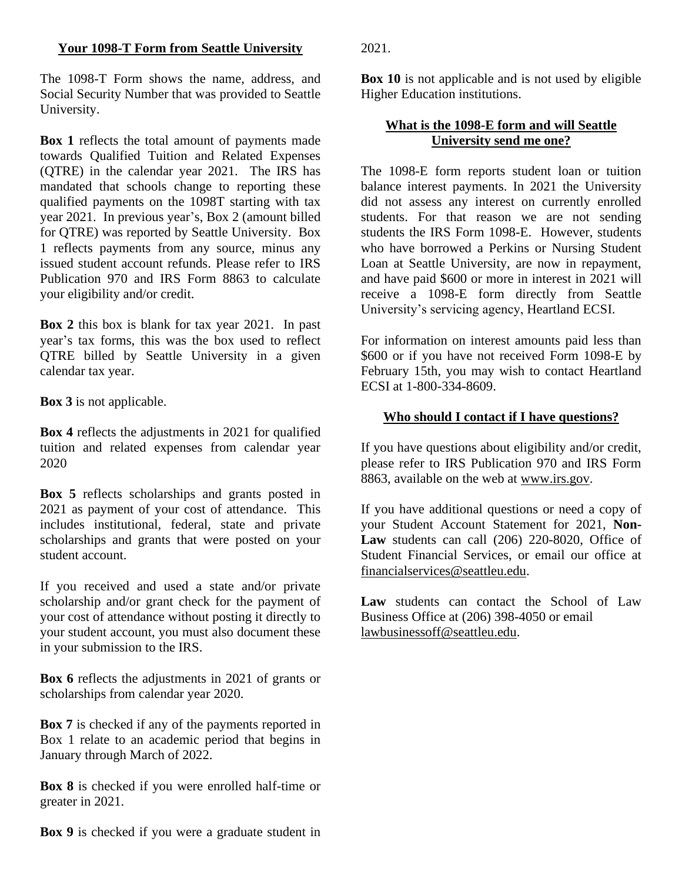## Your 1098-T Form from Seattle University

The 1098-T Form shows the name, address, and Social Security Number that was provided to Seattle University.

**Box 1** reflects the total amount of payments made towards Qualified Tuition and Related Expenses (QTRE) in the calendar year 2021. The IRS has mandated that schools change to reporting these qualified payments on the 1098T starting with tax year 2021. In previous year's, Box 2 (amount billed for QTRE) was reported by Seattle University. Box 1 reflects payments from any source, minus any issued student account refunds. Please refer to IRS Publication 970 and IRS Form 8863 to calculate your eligibility and/or credit.

**Box 2** this box is blank for tax year 2021. In past year's tax forms, this was the box used to reflect QTRE billed by Seattle University in a given calendar tax year.

**Box 3** is not applicable.

**Box 4** reflects the adjustments in 2021 for qualified tuition and related expenses from calendar year 2020

**Box 5** reflects scholarships and grants posted in 2021 as payment of your cost of attendance. This includes institutional, federal, state and private scholarships and grants that were posted on your student account.

If you received and used a state and/or private scholarship and/or grant check for the payment of your cost of attendance without posting it directly to your student account, you must also document these in your submission to the IRS.

**Box 6** reflects the adjustments in 2021 of grants or scholarships from calendar year 2020.

**Box 7** is checked if any of the payments reported in Box 1 relate to an academic period that begins in January through March of 2022.

**Box 8** is checked if you were enrolled half-time or greater in 2021.

**Box 9** is checked if you were a graduate student in 2021.

**Box 10** is not applicable and is not used by eligible Higher Education institutions.

## What is the 1098-E form and will Seattle University send me one?

The 1098-E form reports student loan or tuition balance interest payments. In 2021 the University did not assess any interest on currently enrolled students. For that reason we are not sending students the IRS Form 1098-E. However, students who have borrowed a Perkins or Nursing Student Loan at Seattle University, are now in repayment, and have paid $600 or more in interest in 2021 will receive a 1098-E form directly from Seattle University's servicing agency, Heartland ECSI.

For information on interest amounts paid less than $600 or if you have not received Form 1098-E by February 15th, you may wish to contact Heartland ECSI at 1-800-334-8609.

## Who should I contact if I have questions?

If you have questions about eligibility and/or credit, please refer to IRS Publication 970 and IRS Form 8863, available on the web at www.irs.gov.

If you have additional questions or need a copy of your Student Account Statement for 2021, **Non-Law** students can call (206) 220-8020, Office of Student Financial Services, or email our office at financialservices@seattleu.edu.

**Law** students can contact the School of Law Business Office at (206) 398-4050 or email lawbusinessoff@seattleu.edu.